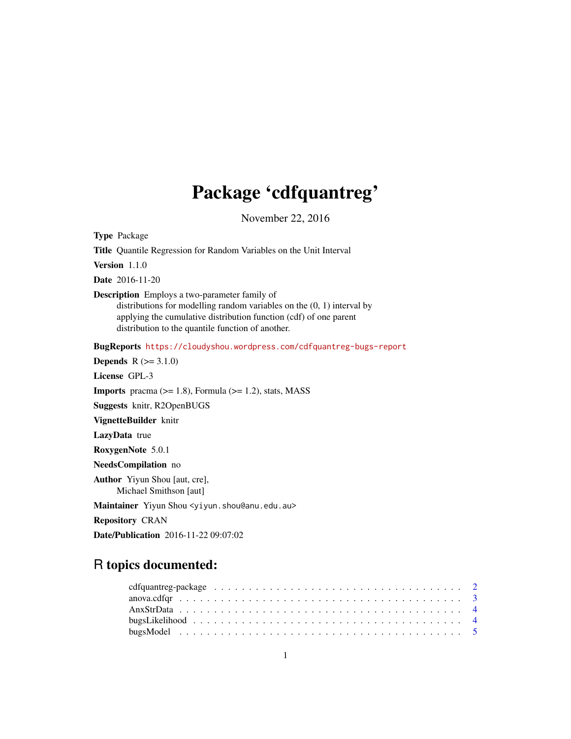# Package 'cdfquantreg'

November 22, 2016

**Type** Package

**Title** Quantile Regression for Random Variables on the Unit Interval

**Version** 1.1.0

**Date** 2016-11-20

**Description** Employs a two-parameter family of distributions for modelling random variables on the (0, 1) interval by applying the cumulative distribution function (cdf) of one parent distribution to the quantile function of another.

**BugReports** https://cloudyshou.wordpress.com/cdfquantreg-bugs-report

**Depends** R (>= 3.1.0)

**License** GPL-3

**Imports** pracma (>= 1.8), Formula (>= 1.2), stats, MASS

**Suggests** knitr, R2OpenBUGS

**VignetteBuilder** knitr

**LazyData** true

**RoxygenNote** 5.0.1

**NeedsCompilation** no

**Author** Yiyun Shou [aut, cre],
Michael Smithson [aut]

**Maintainer** Yiyun Shou <yiyun.shou@anu.edu.au>

**Repository** CRAN

**Date/Publication** 2016-11-22 09:07:02

## R topics documented:

| | |
|---|---|
| cdfquantreg-package | 2 |
| anova.cdfqr | 3 |
| AnxStrData | 4 |
| bugsLikelihood | 4 |
| bugsModel | 5 |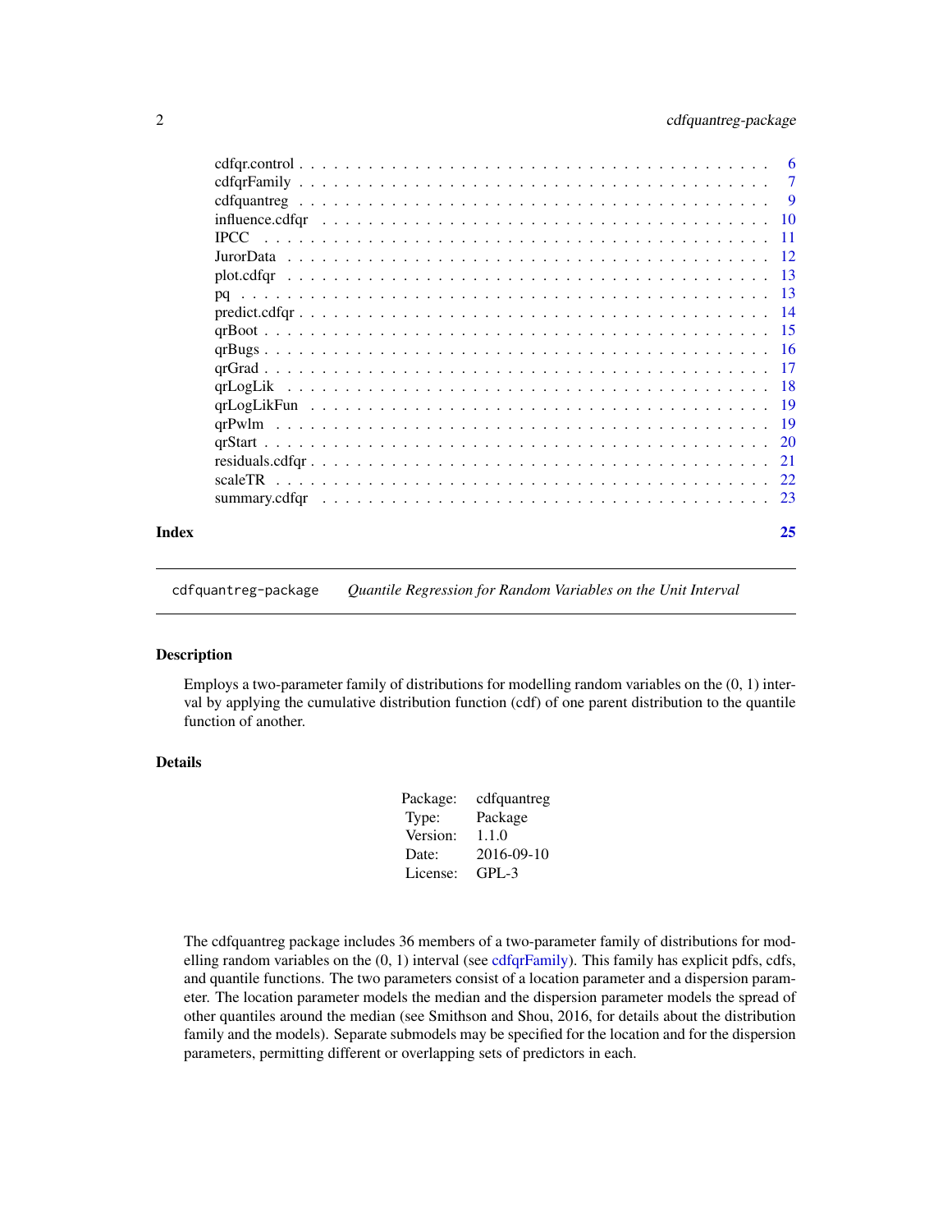cdfqr.control . . . . . . . . . . . . . . . . . . . . . . . . . . . . . . . . . . . . . . . 6
cdfqrFamily . . . . . . . . . . . . . . . . . . . . . . . . . . . . . . . . . . . . . . . 7
cdfquantreg . . . . . . . . . . . . . . . . . . . . . . . . . . . . . . . . . . . . . . . 9
influence.cdfqr . . . . . . . . . . . . . . . . . . . . . . . . . . . . . . . . . . . . . . . 10
IPCC . . . . . . . . . . . . . . . . . . . . . . . . . . . . . . . . . . . . . . . 11
JurorData . . . . . . . . . . . . . . . . . . . . . . . . . . . . . . . . . . . . . . . 12
plot.cdfqr . . . . . . . . . . . . . . . . . . . . . . . . . . . . . . . . . . . . . . . 13
pq . . . . . . . . . . . . . . . . . . . . . . . . . . . . . . . . . . . . . . . 13
predict.cdfqr . . . . . . . . . . . . . . . . . . . . . . . . . . . . . . . . . . . . . . . 14
qrBoot . . . . . . . . . . . . . . . . . . . . . . . . . . . . . . . . . . . . . . . 15
qrBugs . . . . . . . . . . . . . . . . . . . . . . . . . . . . . . . . . . . . . . . 16
qrGrad . . . . . . . . . . . . . . . . . . . . . . . . . . . . . . . . . . . . . . . 17
qrLogLik . . . . . . . . . . . . . . . . . . . . . . . . . . . . . . . . . . . . . . . 18
qrLogLikFun . . . . . . . . . . . . . . . . . . . . . . . . . . . . . . . . . . . . . . . 19
qrPwlm . . . . . . . . . . . . . . . . . . . . . . . . . . . . . . . . . . . . . . . 19
qrStart . . . . . . . . . . . . . . . . . . . . . . . . . . . . . . . . . . . . . . . 20
residuals.cdfqr . . . . . . . . . . . . . . . . . . . . . . . . . . . . . . . . . . . . . . . 21
scaleTR . . . . . . . . . . . . . . . . . . . . . . . . . . . . . . . . . . . . . . . 22
summary.cdfqr . . . . . . . . . . . . . . . . . . . . . . . . . . . . . . . . . . . . . . . 23

**Index** **25**

---

`cdfquantreg-package` *Quantile Regression for Random Variables on the Unit Interval*

---

## Description

Employs a two-parameter family of distributions for modelling random variables on the (0, 1) interval by applying the cumulative distribution function (cdf) of one parent distribution to the quantile function of another.

## Details

| | |
|---|---|
| Package: | cdfquantreg |
| Type: | Package |
| Version: | 1.1.0 |
| Date: | 2016-09-10 |
| License: | GPL-3 |

The cdfquantreg package includes 36 members of a two-parameter family of distributions for modelling random variables on the (0, 1) interval (see cdfqrFamily). This family has explicit pdfs, cdfs, and quantile functions. The two parameters consist of a location parameter and a dispersion parameter. The location parameter models the median and the dispersion parameter models the spread of other quantiles around the median (see Smithson and Shou, 2016, for details about the distribution family and the models). Separate submodels may be specified for the location and for the dispersion parameters, permitting different or overlapping sets of predictors in each.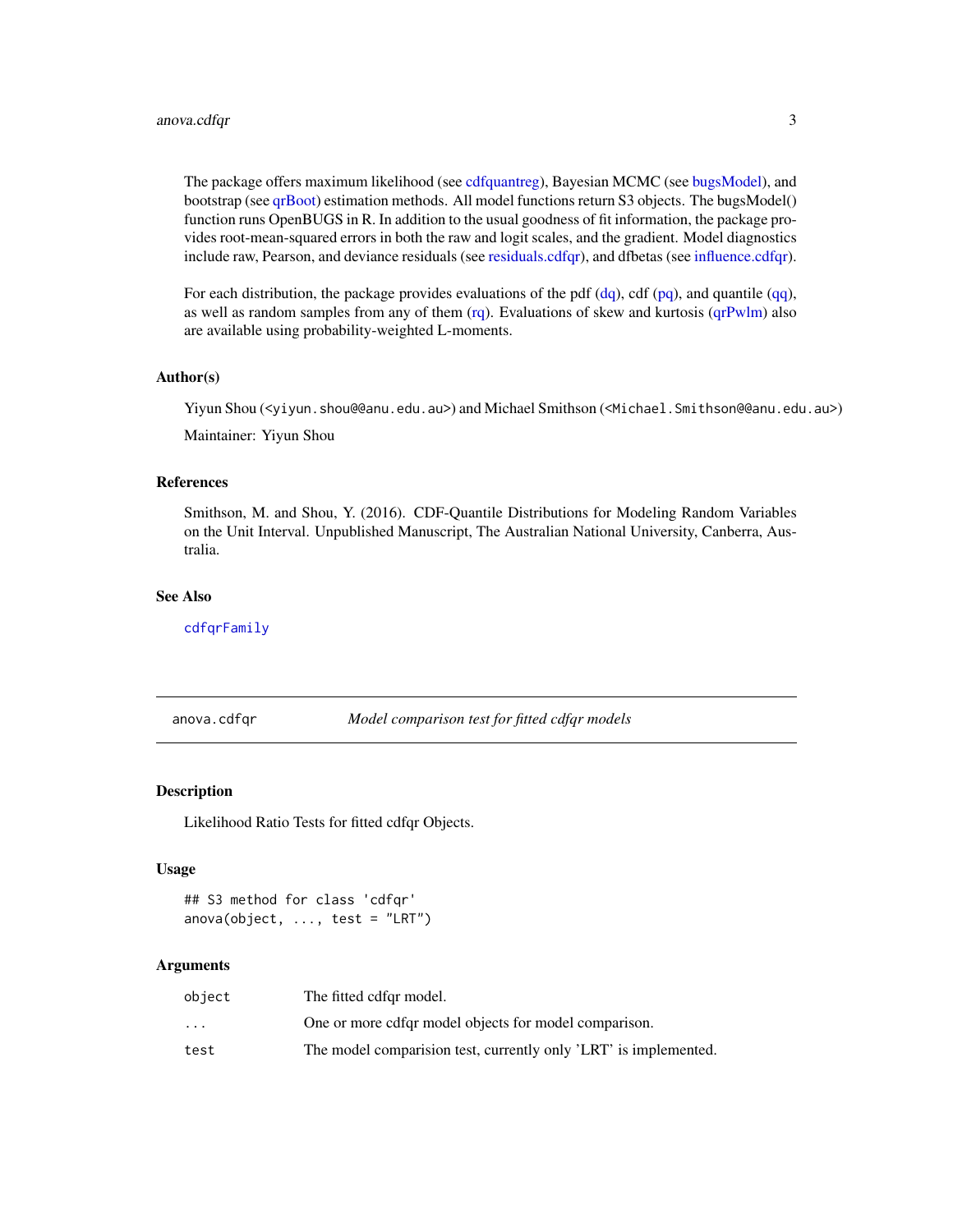The package offers maximum likelihood (see cdfquantreg), Bayesian MCMC (see bugsModel), and bootstrap (see qrBoot) estimation methods. All model functions return S3 objects. The bugsModel() function runs OpenBUGS in R. In addition to the usual goodness of fit information, the package provides root-mean-squared errors in both the raw and logit scales, and the gradient. Model diagnostics include raw, Pearson, and deviance residuals (see residuals.cdfqr), and dfbetas (see influence.cdfqr).

For each distribution, the package provides evaluations of the pdf (dq), cdf (pq), and quantile (qq), as well as random samples from any of them (rq). Evaluations of skew and kurtosis (qrPwlm) also are available using probability-weighted L-moments.

### Author(s)

Yiyun Shou (<yiyun.shou@@anu.edu.au>) and Michael Smithson (<Michael.Smithson@@anu.edu.au>)

Maintainer: Yiyun Shou

### References

Smithson, M. and Shou, Y. (2016). CDF-Quantile Distributions for Modeling Random Variables on the Unit Interval. Unpublished Manuscript, The Australian National University, Canberra, Australia.

### See Also

cdfqrFamily

---

## anova.cdfqr — *Model comparison test for fitted cdfqr models*

### Description

Likelihood Ratio Tests for fitted cdfqr Objects.

### Usage

```
## S3 method for class 'cdfqr'
anova(object, ..., test = "LRT")
```

### Arguments

| | |
|---|---|
| object | The fitted cdfqr model. |
| ... | One or more cdfqr model objects for model comparison. |
| test | The model comparision test, currently only 'LRT' is implemented. |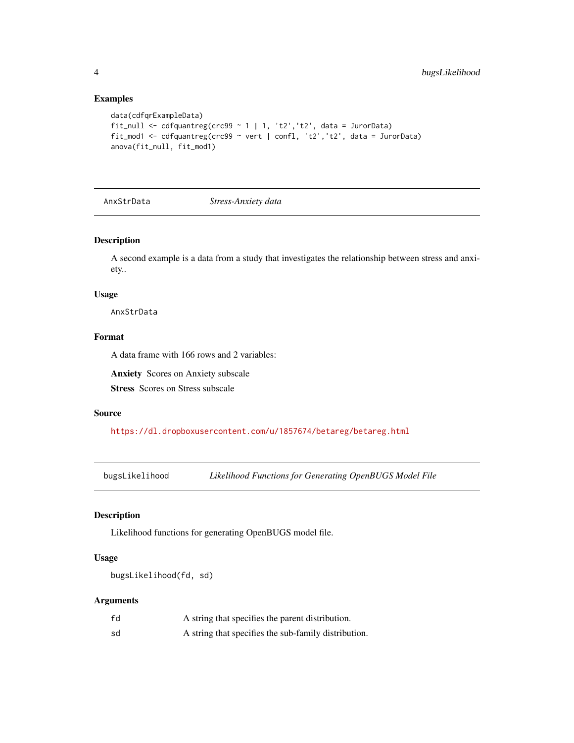### Examples

```
data(cdfqrExampleData)
fit_null <- cdfquantreg(crc99 ~ 1 | 1, 't2','t2', data = JurorData)
fit_mod1 <- cdfquantreg(crc99 ~ vert | confl, 't2','t2', data = JurorData)
anova(fit_null, fit_mod1)
```

---

## AnxStrData — *Stress-Anxiety data*

### Description

A second example is a data from a study that investigates the relationship between stress and anxiety..

### Usage

```
AnxStrData
```

### Format

A data frame with 166 rows and 2 variables:

**Anxiety** Scores on Anxiety subscale

**Stress** Scores on Stress subscale

### Source

https://dl.dropboxusercontent.com/u/1857674/betareg/betareg.html

---

## bugsLikelihood — *Likelihood Functions for Generating OpenBUGS Model File*

### Description

Likelihood functions for generating OpenBUGS model file.

### Usage

```
bugsLikelihood(fd, sd)
```

### Arguments

| | |
|---|---|
| fd | A string that specifies the parent distribution. |
| sd | A string that specifies the sub-family distribution. |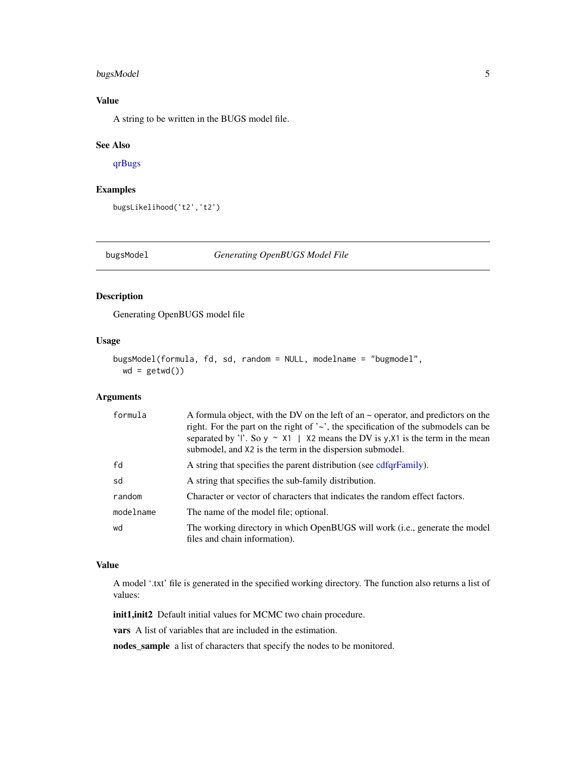## Value

A string to be written in the BUGS model file.

## See Also

qrBugs

## Examples

```
bugsLikelihood('t2','t2')
```

---

# bugsModel — *Generating OpenBUGS Model File*

## Description

Generating OpenBUGS model file

## Usage

```
bugsModel(formula, fd, sd, random = NULL, modelname = "bugmodel",
  wd = getwd())
```

## Arguments

| Argument | Description |
|---|---|
| `formula` | A formula object, with the DV on the left of an ~ operator, and predictors on the right. For the part on the right of '~', the specification of the submodels can be separated by '\|'. So `y ~ X1 | X2` means the DV is y,`X1` is the term in the mean submodel, and `X2` is the term in the dispersion submodel. |
| `fd` | A string that specifies the parent distribution (see cdfqrFamily). |
| `sd` | A string that specifies the sub-family distribution. |
| `random` | Character or vector of characters that indicates the random effect factors. |
| `modelname` | The name of the model file; optional. |
| `wd` | The working directory in which OpenBUGS will work (i.e., generate the model files and chain information). |

## Value

A model '.txt' file is generated in the specified working directory. The function also returns a list of values:

**init1,init2** Default initial values for MCMC two chain procedure.

**vars** A list of variables that are included in the estimation.

**nodes_sample** a list of characters that specify the nodes to be monitored.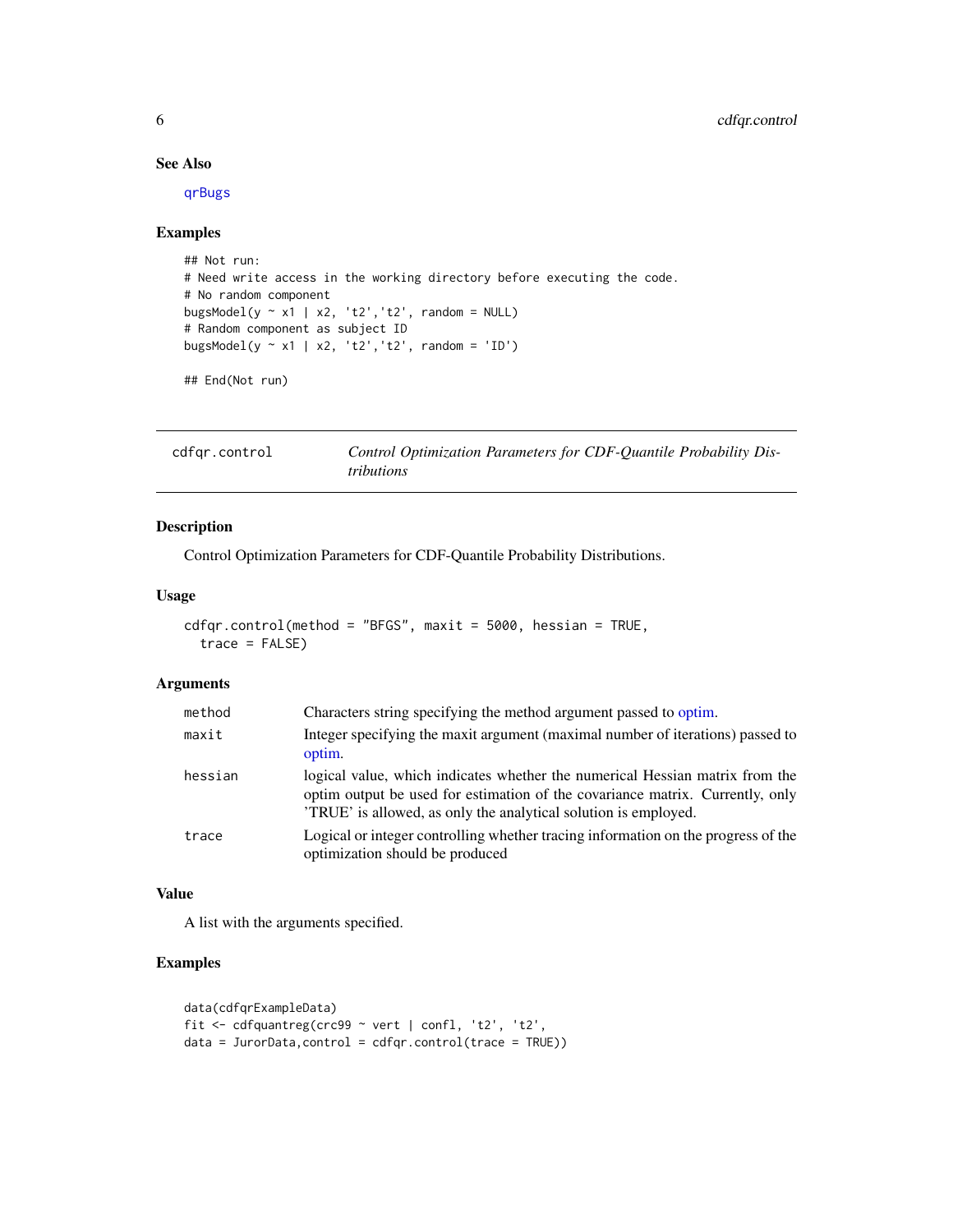## See Also

qrBugs

## Examples

```
## Not run:
# Need write access in the working directory before executing the code.
# No random component
bugsModel(y ~ x1 | x2, 't2','t2', random = NULL)
# Random component as subject ID
bugsModel(y ~ x1 | x2, 't2','t2', random = 'ID')

## End(Not run)
```

---

# cdfqr.control — *Control Optimization Parameters for CDF-Quantile Probability Distributions*

---

## Description

Control Optimization Parameters for CDF-Quantile Probability Distributions.

## Usage

```
cdfqr.control(method = "BFGS", maxit = 5000, hessian = TRUE,
  trace = FALSE)
```

## Arguments

| | |
|---|---|
| method | Characters string specifying the method argument passed to optim. |
| maxit | Integer specifying the maxit argument (maximal number of iterations) passed to optim. |
| hessian | logical value, which indicates whether the numerical Hessian matrix from the optim output be used for estimation of the covariance matrix. Currently, only 'TRUE' is allowed, as only the analytical solution is employed. |
| trace | Logical or integer controlling whether tracing information on the progress of the optimization should be produced |

## Value

A list with the arguments specified.

## Examples

```
data(cdfqrExampleData)
fit <- cdfquantreg(crc99 ~ vert | confl, 't2', 't2',
data = JurorData,control = cdfqr.control(trace = TRUE))
```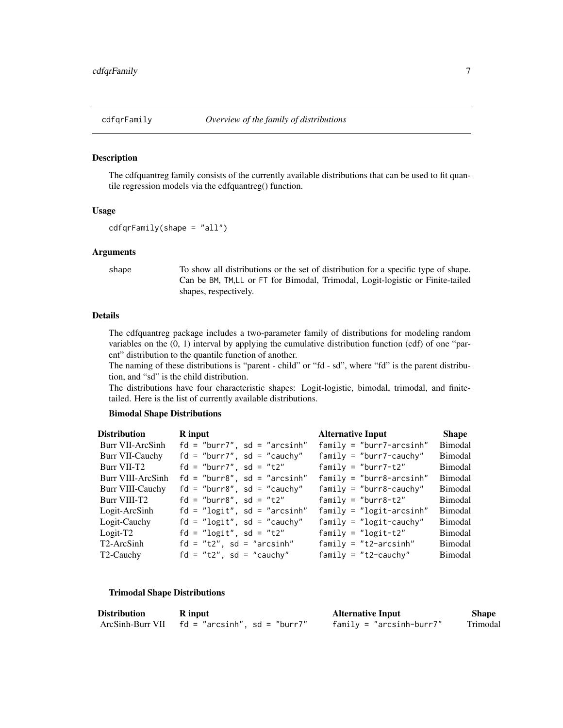## cdfqrFamily *Overview of the family of distributions*

### Description

The cdfquantreg family consists of the currently available distributions that can be used to fit quantile regression models via the cdfquantreg() function.

### Usage

```
cdfqrFamily(shape = "all")
```

### Arguments

| | |
|---|---|
| shape | To show all distributions or the set of distribution for a specific type of shape. Can be `BM`, `TM`,`LL` or `FT` for Bimodal, Trimodal, Logit-logistic or Finite-tailed shapes, respectively. |

### Details

The cdfquantreg package includes a two-parameter family of distributions for modeling random variables on the (0, 1) interval by applying the cumulative distribution function (cdf) of one "parent" distribution to the quantile function of another.

The naming of these distributions is "parent - child" or "fd - sd", where "fd" is the parent distribution, and "sd" is the child distribution.

The distributions have four characteristic shapes: Logit-logistic, bimodal, trimodal, and finite-tailed. Here is the list of currently available distributions.

**Bimodal Shape Distributions**

| Distribution | R input | Alternative Input | Shape |
|---|---|---|---|
| Burr VII-ArcSinh | `fd = "burr7", sd = "arcsinh"` | `family = "burr7-arcsinh"` | Bimodal |
| Burr VII-Cauchy | `fd = "burr7", sd = "cauchy"` | `family = "burr7-cauchy"` | Bimodal |
| Burr VII-T2 | `fd = "burr7", sd = "t2"` | `family = "burr7-t2"` | Bimodal |
| Burr VIII-ArcSinh | `fd = "burr8", sd = "arcsinh"` | `family = "burr8-arcsinh"` | Bimodal |
| Burr VIII-Cauchy | `fd = "burr8", sd = "cauchy"` | `family = "burr8-cauchy"` | Bimodal |
| Burr VIII-T2 | `fd = "burr8", sd = "t2"` | `family = "burr8-t2"` | Bimodal |
| Logit-ArcSinh | `fd = "logit", sd = "arcsinh"` | `family = "logit-arcsinh"` | Bimodal |
| Logit-Cauchy | `fd = "logit", sd = "cauchy"` | `family = "logit-cauchy"` | Bimodal |
| Logit-T2 | `fd = "logit", sd = "t2"` | `family = "logit-t2"` | Bimodal |
| T2-ArcSinh | `fd = "t2", sd = "arcsinh"` | `family = "t2-arcsinh"` | Bimodal |
| T2-Cauchy | `fd = "t2", sd = "cauchy"` | `family = "t2-cauchy"` | Bimodal |

**Trimodal Shape Distributions**

| Distribution | R input | Alternative Input | Shape |
|---|---|---|---|
| ArcSinh-Burr VII | `fd = "arcsinh", sd = "burr7"` | `family = "arcsinh-burr7"` | Trimodal |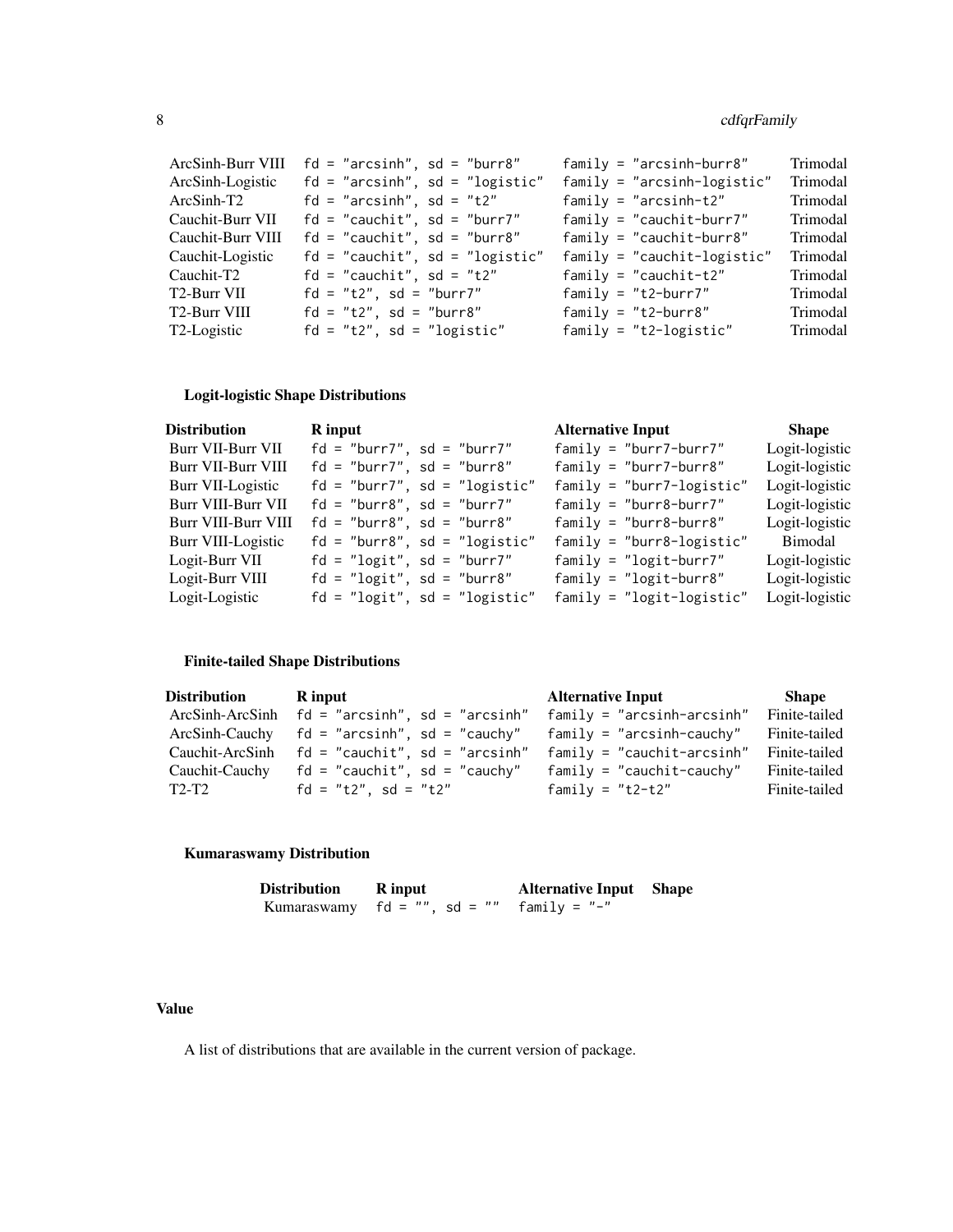| Distribution | R input | Alternative Input | Shape |
|---|---|---|---|
| ArcSinh-Burr VIII | `fd = "arcsinh", sd = "burr8"` | `family = "arcsinh-burr8"` | Trimodal |
| ArcSinh-Logistic | `fd = "arcsinh", sd = "logistic"` | `family = "arcsinh-logistic"` | Trimodal |
| ArcSinh-T2 | `fd = "arcsinh", sd = "t2"` | `family = "arcsinh-t2"` | Trimodal |
| Cauchit-Burr VII | `fd = "cauchit", sd = "burr7"` | `family = "cauchit-burr7"` | Trimodal |
| Cauchit-Burr VIII | `fd = "cauchit", sd = "burr8"` | `family = "cauchit-burr8"` | Trimodal |
| Cauchit-Logistic | `fd = "cauchit", sd = "logistic"` | `family = "cauchit-logistic"` | Trimodal |
| Cauchit-T2 | `fd = "cauchit", sd = "t2"` | `family = "cauchit-t2"` | Trimodal |
| T2-Burr VII | `fd = "t2", sd = "burr7"` | `family = "t2-burr7"` | Trimodal |
| T2-Burr VIII | `fd = "t2", sd = "burr8"` | `family = "t2-burr8"` | Trimodal |
| T2-Logistic | `fd = "t2", sd = "logistic"` | `family = "t2-logistic"` | Trimodal |

**Logit-logistic Shape Distributions**

| Distribution | R input | Alternative Input | Shape |
|---|---|---|---|
| Burr VII-Burr VII | `fd = "burr7", sd = "burr7"` | `family = "burr7-burr7"` | Logit-logistic |
| Burr VII-Burr VIII | `fd = "burr7", sd = "burr8"` | `family = "burr7-burr8"` | Logit-logistic |
| Burr VII-Logistic | `fd = "burr7", sd = "logistic"` | `family = "burr7-logistic"` | Logit-logistic |
| Burr VIII-Burr VII | `fd = "burr8", sd = "burr7"` | `family = "burr8-burr7"` | Logit-logistic |
| Burr VIII-Burr VIII | `fd = "burr8", sd = "burr8"` | `family = "burr8-burr8"` | Logit-logistic |
| Burr VIII-Logistic | `fd = "burr8", sd = "logistic"` | `family = "burr8-logistic"` | Bimodal |
| Logit-Burr VII | `fd = "logit", sd = "burr7"` | `family = "logit-burr7"` | Logit-logistic |
| Logit-Burr VIII | `fd = "logit", sd = "burr8"` | `family = "logit-burr8"` | Logit-logistic |
| Logit-Logistic | `fd = "logit", sd = "logistic"` | `family = "logit-logistic"` | Logit-logistic |

**Finite-tailed Shape Distributions**

| Distribution | R input | Alternative Input | Shape |
|---|---|---|---|
| ArcSinh-ArcSinh | `fd = "arcsinh", sd = "arcsinh"` | `family = "arcsinh-arcsinh"` | Finite-tailed |
| ArcSinh-Cauchy | `fd = "arcsinh", sd = "cauchy"` | `family = "arcsinh-cauchy"` | Finite-tailed |
| Cauchit-ArcSinh | `fd = "cauchit", sd = "arcsinh"` | `family = "cauchit-arcsinh"` | Finite-tailed |
| Cauchit-Cauchy | `fd = "cauchit", sd = "cauchy"` | `family = "cauchit-cauchy"` | Finite-tailed |
| T2-T2 | `fd = "t2", sd = "t2"` | `family = "t2-t2"` | Finite-tailed |

**Kumaraswamy Distribution**

| Distribution | R input | Alternative Input | Shape |
|---|---|---|---|
| Kumaraswamy | `fd = "", sd = ""` | `family = "-"` | |

## Value

A list of distributions that are available in the current version of package.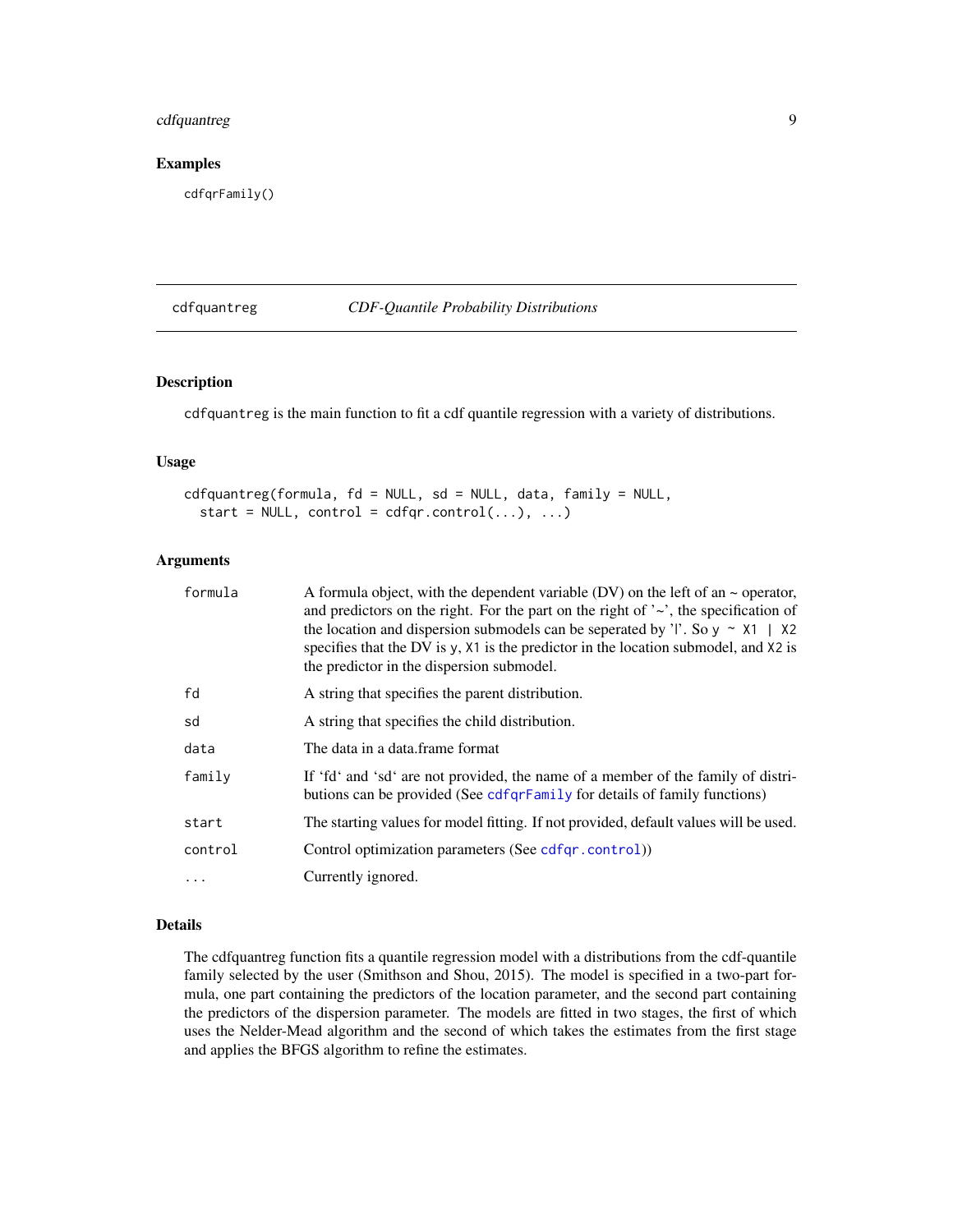### Examples

```
cdfqrFamily()
```

---

## cdfquantreg *CDF-Quantile Probability Distributions*

### Description

cdfquantreg is the main function to fit a cdf quantile regression with a variety of distributions.

### Usage

```
cdfquantreg(formula, fd = NULL, sd = NULL, data, family = NULL,
  start = NULL, control = cdfqr.control(...), ...)
```

### Arguments

| | |
|---|---|
| formula | A formula object, with the dependent variable (DV) on the left of an ~ operator, and predictors on the right. For the part on the right of '~', the specification of the location and dispersion submodels can be seperated by '\|'. So `y ~ X1 | X2` specifies that the DV is y, X1 is the predictor in the location submodel, and X2 is the predictor in the dispersion submodel. |
| fd | A string that specifies the parent distribution. |
| sd | A string that specifies the child distribution. |
| data | The data in a data.frame format |
| family | If 'fd' and 'sd' are not provided, the name of a member of the family of distributions can be provided (See cdfqrFamily for details of family functions) |
| start | The starting values for model fitting. If not provided, default values will be used. |
| control | Control optimization parameters (See cdfqr.control)) |
| ... | Currently ignored. |

### Details

The cdfquantreg function fits a quantile regression model with a distributions from the cdf-quantile family selected by the user (Smithson and Shou, 2015). The model is specified in a two-part formula, one part containing the predictors of the location parameter, and the second part containing the predictors of the dispersion parameter. The models are fitted in two stages, the first of which uses the Nelder-Mead algorithm and the second of which takes the estimates from the first stage and applies the BFGS algorithm to refine the estimates.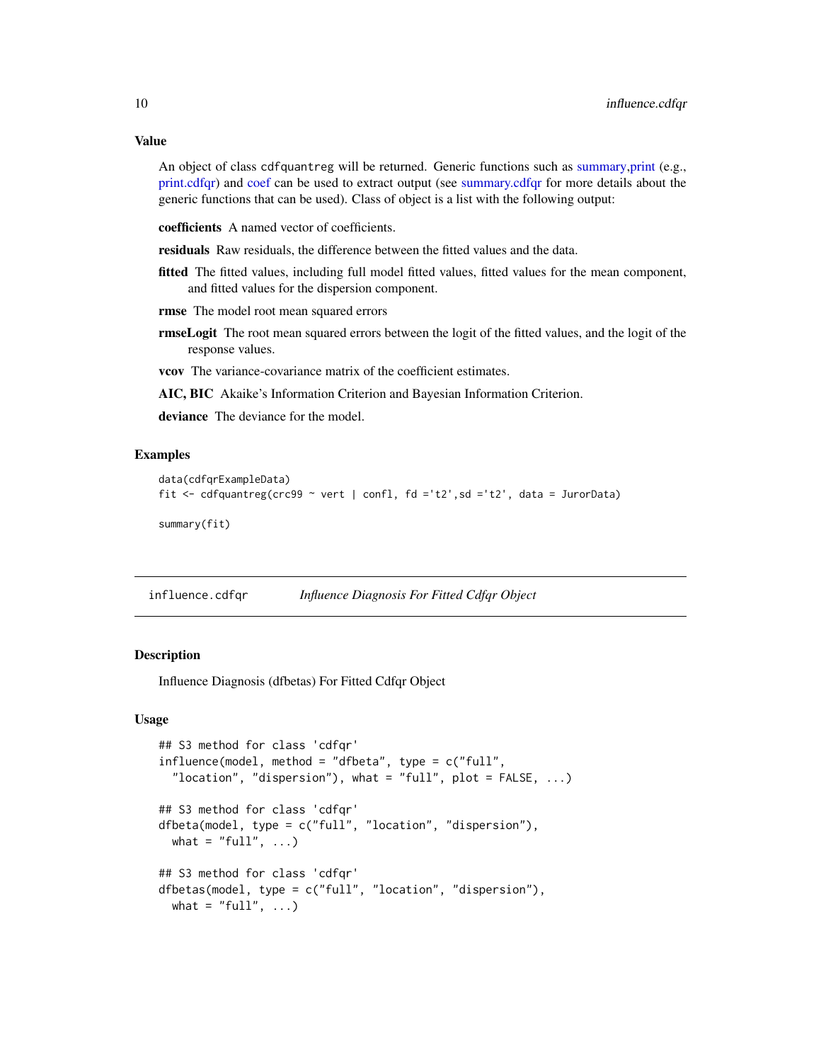### Value

An object of class `cdfquantreg` will be returned. Generic functions such as summary,print (e.g., print.cdfqr) and coef can be used to extract output (see summary.cdfqr for more details about the generic functions that can be used). Class of object is a list with the following output:

**coefficients** A named vector of coefficients.

**residuals** Raw residuals, the difference between the fitted values and the data.

**fitted** The fitted values, including full model fitted values, fitted values for the mean component, and fitted values for the dispersion component.

**rmse** The model root mean squared errors

**rmseLogit** The root mean squared errors between the logit of the fitted values, and the logit of the response values.

**vcov** The variance-covariance matrix of the coefficient estimates.

**AIC, BIC** Akaike's Information Criterion and Bayesian Information Criterion.

**deviance** The deviance for the model.

### Examples

```
data(cdfqrExampleData)
fit <- cdfquantreg(crc99 ~ vert | confl, fd ='t2',sd ='t2', data = JurorData)

summary(fit)
```

---

## influence.cdfqr *Influence Diagnosis For Fitted Cdfqr Object*

---

### Description

Influence Diagnosis (dfbetas) For Fitted Cdfqr Object

### Usage

```
## S3 method for class 'cdfqr'
influence(model, method = "dfbeta", type = c("full",
  "location", "dispersion"), what = "full", plot = FALSE, ...)

## S3 method for class 'cdfqr'
dfbeta(model, type = c("full", "location", "dispersion"),
  what = "full", ...)

## S3 method for class 'cdfqr'
dfbetas(model, type = c("full", "location", "dispersion"),
  what = "full", ...)
```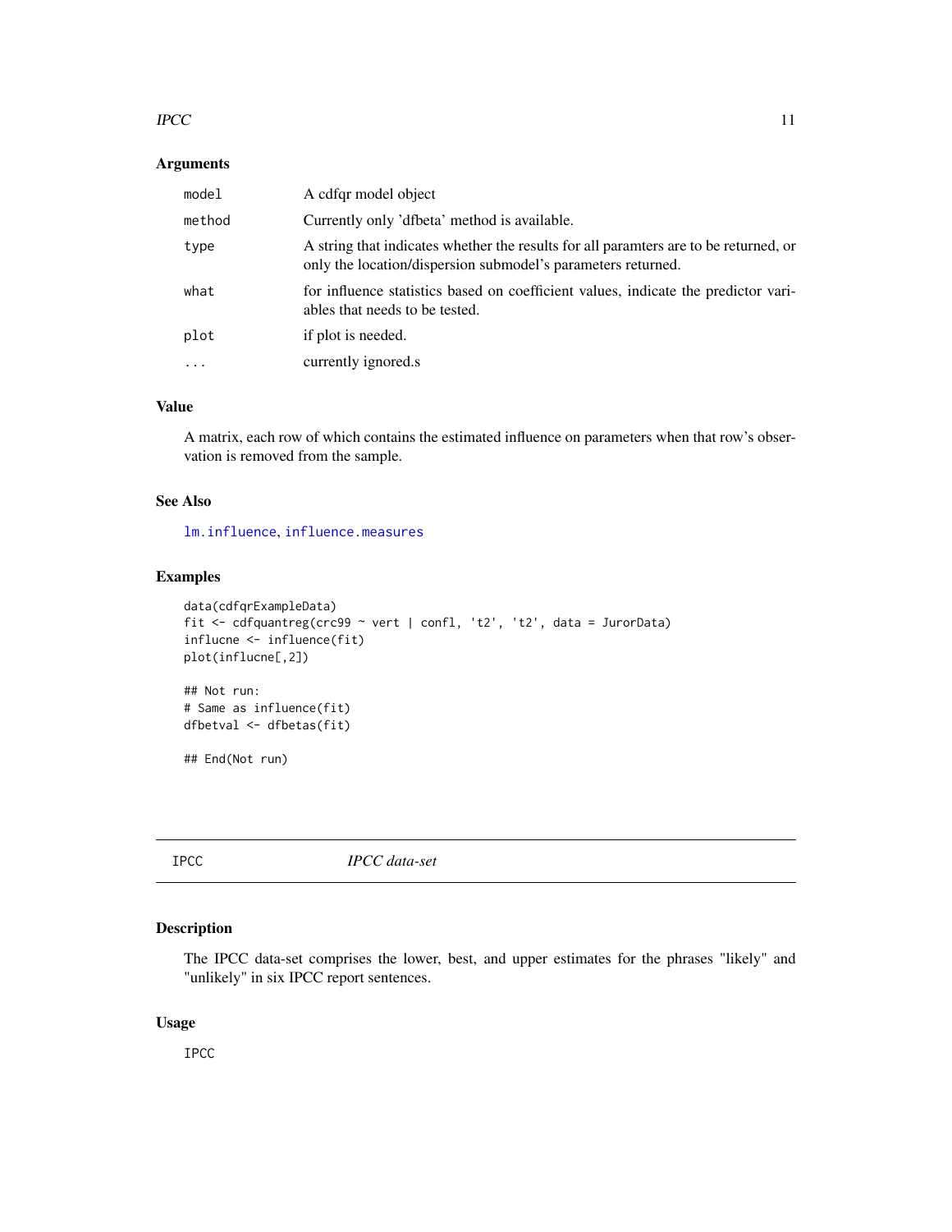### Arguments

| | |
|---|---|
| model | A cdfqr model object |
| method | Currently only 'dfbeta' method is available. |
| type | A string that indicates whether the results for all paramters are to be returned, or only the location/dispersion submodel's parameters returned. |
| what | for influence statistics based on coefficient values, indicate the predictor variables that needs to be tested. |
| plot | if plot is needed. |
| ... | currently ignored.s |

### Value

A matrix, each row of which contains the estimated influence on parameters when that row's observation is removed from the sample.

### See Also

lm.influence, influence.measures

### Examples

```
data(cdfqrExampleData)
fit <- cdfquantreg(crc99 ~ vert | confl, 't2', 't2', data = JurorData)
influcne <- influence(fit)
plot(influcne[,2])

## Not run:
# Same as influence(fit)
dfbetval <- dfbetas(fit)

## End(Not run)
```

---

## IPCC — *IPCC data-set*

### Description

The IPCC data-set comprises the lower, best, and upper estimates for the phrases "likely" and "unlikely" in six IPCC report sentences.

### Usage

```
IPCC
```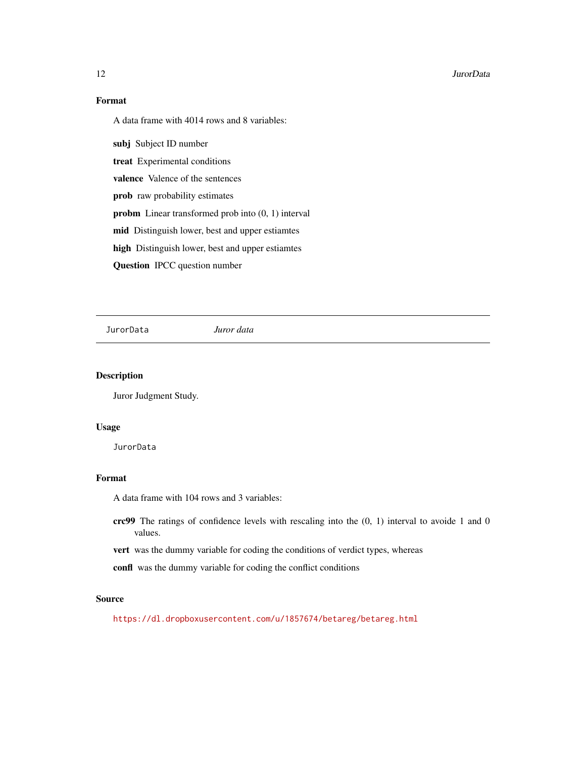### Format

A data frame with 4014 rows and 8 variables:

**subj** Subject ID number

**treat** Experimental conditions

**valence** Valence of the sentences

**prob** raw probability estimates

**probm** Linear transformed prob into (0, 1) interval

**mid** Distinguish lower, best and upper estiamtes

**high** Distinguish lower, best and upper estiamtes

**Question** IPCC question number

---

## JurorData — *Juror data*

---

### Description

Juror Judgment Study.

### Usage

```
JurorData
```

### Format

A data frame with 104 rows and 3 variables:

**crc99** The ratings of confidence levels with rescaling into the (0, 1) interval to avoide 1 and 0 values.

**vert** was the dummy variable for coding the conditions of verdict types, whereas

**confl** was the dummy variable for coding the conflict conditions

### Source

https://dl.dropboxusercontent.com/u/1857674/betareg/betareg.html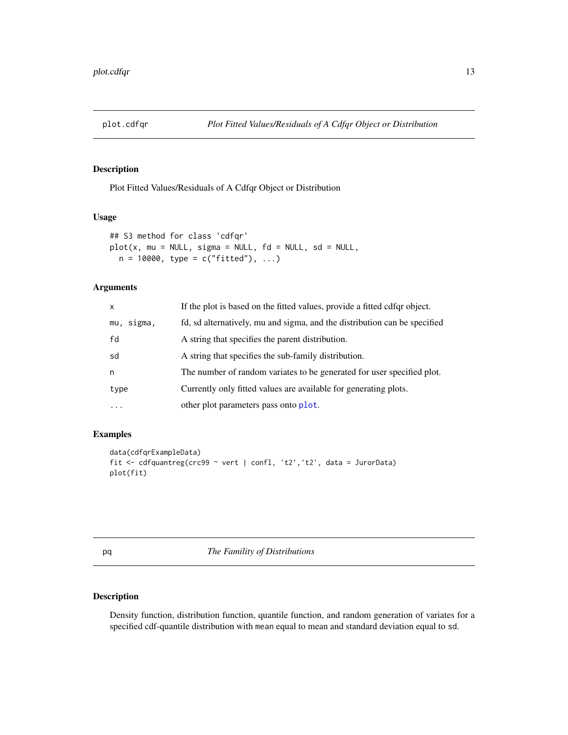## plot.cdfqr — *Plot Fitted Values/Residuals of A Cdfqr Object or Distribution*

### Description

Plot Fitted Values/Residuals of A Cdfqr Object or Distribution

### Usage

```
## S3 method for class 'cdfqr'
plot(x, mu = NULL, sigma = NULL, fd = NULL, sd = NULL,
  n = 10000, type = c("fitted"), ...)
```

### Arguments

| | |
|---|---|
| `x` | If the plot is based on the fitted values, provide a fitted cdfqr object. |
| `mu, sigma,` | fd, sd alternatively, mu and sigma, and the distribution can be specified |
| `fd` | A string that specifies the parent distribution. |
| `sd` | A string that specifies the sub-family distribution. |
| `n` | The number of random variates to be generated for user specified plot. |
| `type` | Currently only fitted values are available for generating plots. |
| `...` | other plot parameters pass onto `plot`. |

### Examples

```
data(cdfqrExampleData)
fit <- cdfquantreg(crc99 ~ vert | confl, 't2','t2', data = JurorData)
plot(fit)
```

## pq — *The Familiy of Distributions*

### Description

Density function, distribution function, quantile function, and random generation of variates for a specified cdf-quantile distribution with `mean` equal to mean and standard deviation equal to `sd`.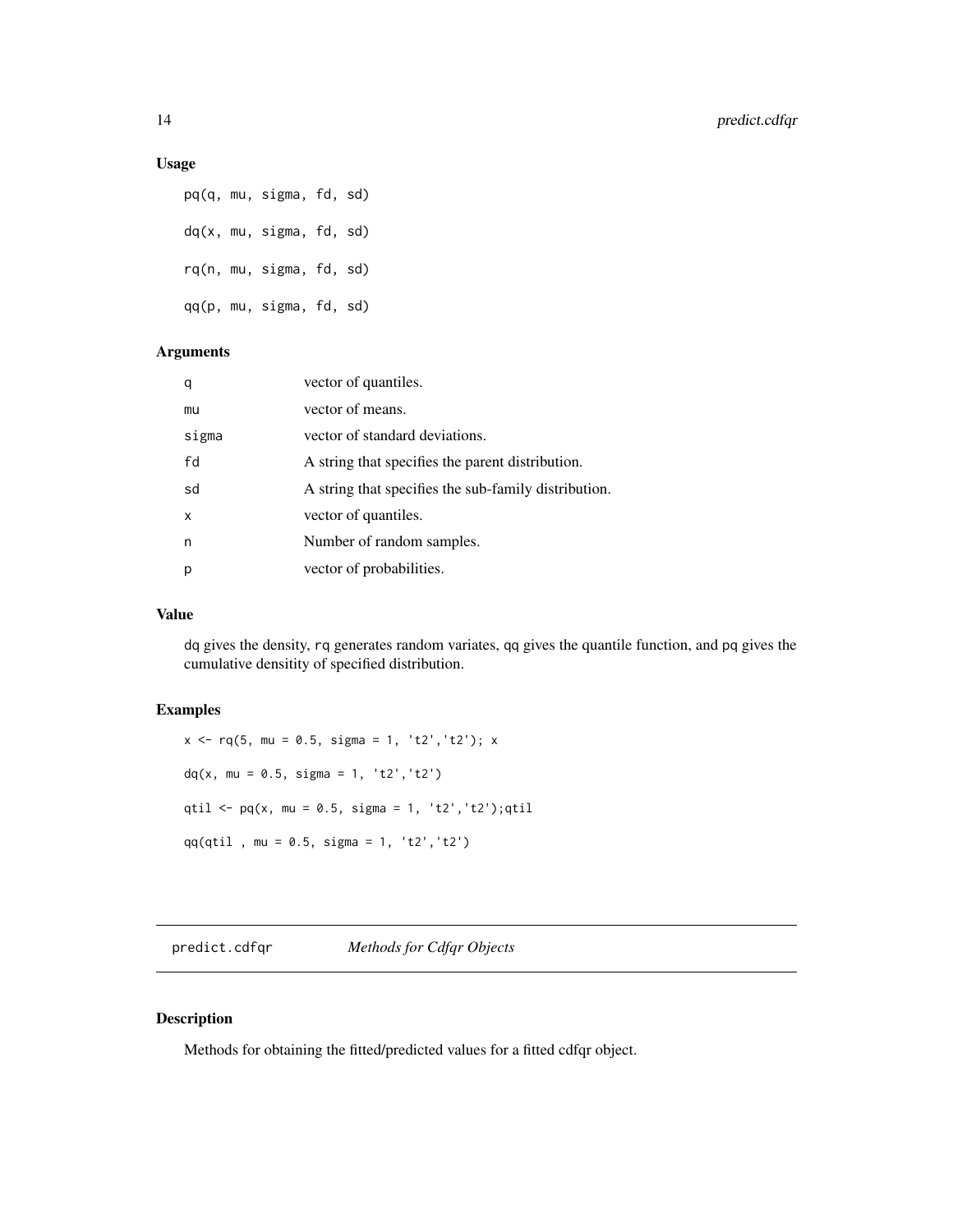### Usage

```
pq(q, mu, sigma, fd, sd)

dq(x, mu, sigma, fd, sd)

rq(n, mu, sigma, fd, sd)

qq(p, mu, sigma, fd, sd)
```

### Arguments

| | |
|---|---|
| q | vector of quantiles. |
| mu | vector of means. |
| sigma | vector of standard deviations. |
| fd | A string that specifies the parent distribution. |
| sd | A string that specifies the sub-family distribution. |
| x | vector of quantiles. |
| n | Number of random samples. |
| p | vector of probabilities. |

### Value

dq gives the density, rq generates random variates, qq gives the quantile function, and pq gives the cumulative densitity of specified distribution.

### Examples

```
x <- rq(5, mu = 0.5, sigma = 1, 't2','t2'); x

dq(x, mu = 0.5, sigma = 1, 't2','t2')

qtil <- pq(x, mu = 0.5, sigma = 1, 't2','t2');qtil

qq(qtil , mu = 0.5, sigma = 1, 't2','t2')
```

---

## predict.cdfqr *Methods for Cdfqr Objects*

---

### Description

Methods for obtaining the fitted/predicted values for a fitted cdfqr object.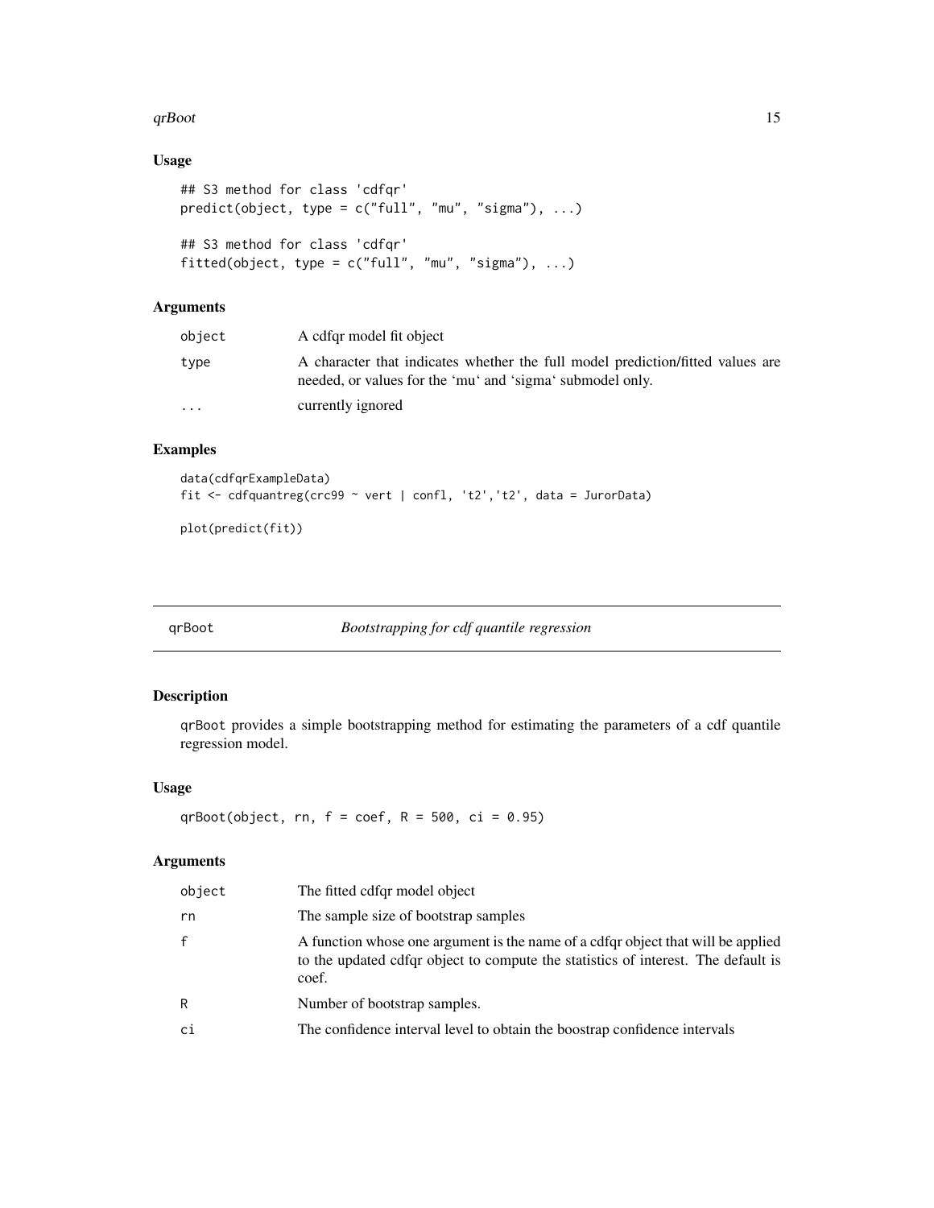## Usage

```
## S3 method for class 'cdfqr'
predict(object, type = c("full", "mu", "sigma"), ...)

## S3 method for class 'cdfqr'
fitted(object, type = c("full", "mu", "sigma"), ...)
```

## Arguments

| | |
|---|---|
| object | A cdfqr model fit object |
| type | A character that indicates whether the full model prediction/fitted values are needed, or values for the 'mu' and 'sigma' submodel only. |
| ... | currently ignored |

## Examples

```
data(cdfqrExampleData)
fit <- cdfquantreg(crc99 ~ vert | confl, 't2','t2', data = JurorData)

plot(predict(fit))
```

---

# qrBoot — *Bootstrapping for cdf quantile regression*

## Description

qrBoot provides a simple bootstrapping method for estimating the parameters of a cdf quantile regression model.

## Usage

```
qrBoot(object, rn, f = coef, R = 500, ci = 0.95)
```

## Arguments

| | |
|---|---|
| object | The fitted cdfqr model object |
| rn | The sample size of bootstrap samples |
| f | A function whose one argument is the name of a cdfqr object that will be applied to the updated cdfqr object to compute the statistics of interest. The default is coef. |
| R | Number of bootstrap samples. |
| ci | The confidence interval level to obtain the boostrap confidence intervals |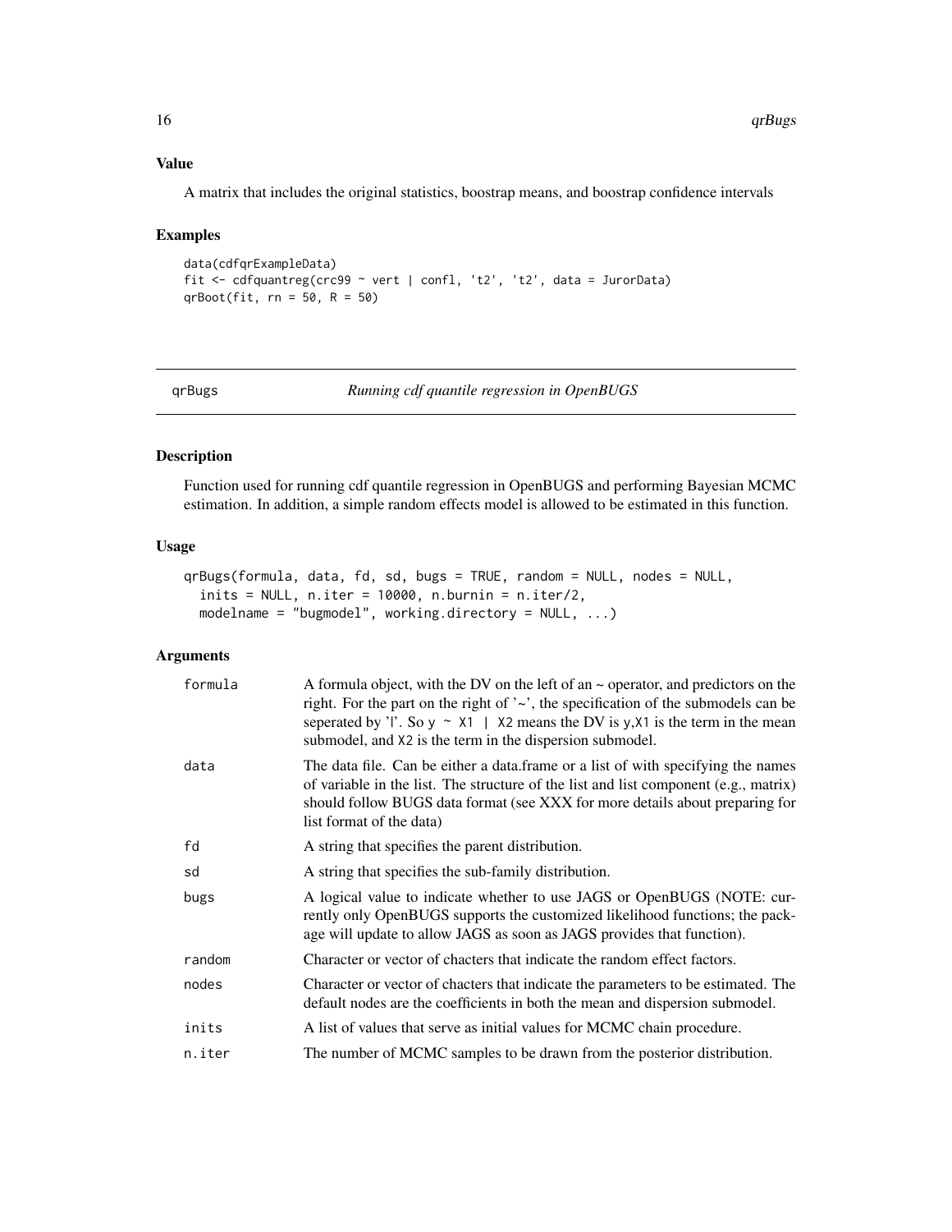## Value

A matrix that includes the original statistics, boostrap means, and boostrap confidence intervals

## Examples

```
data(cdfqrExampleData)
fit <- cdfquantreg(crc99 ~ vert | confl, 't2', 't2', data = JurorData)
qrBoot(fit, rn = 50, R = 50)
```

---

qrBugs *Running cdf quantile regression in OpenBUGS*

---

## Description

Function used for running cdf quantile regression in OpenBUGS and performing Bayesian MCMC estimation. In addition, a simple random effects model is allowed to be estimated in this function.

## Usage

```
qrBugs(formula, data, fd, sd, bugs = TRUE, random = NULL, nodes = NULL,
  inits = NULL, n.iter = 10000, n.burnin = n.iter/2,
  modelname = "bugmodel", working.directory = NULL, ...)
```

## Arguments

| | |
|---|---|
| formula | A formula object, with the DV on the left of an ~ operator, and predictors on the right. For the part on the right of '~', the specification of the submodels can be seperated by '\|'. So `y ~ X1 | X2` means the DV is y,X1 is the term in the mean submodel, and X2 is the term in the dispersion submodel. |
| data | The data file. Can be either a data.frame or a list of with specifying the names of variable in the list. The structure of the list and list component (e.g., matrix) should follow BUGS data format (see XXX for more details about preparing for list format of the data) |
| fd | A string that specifies the parent distribution. |
| sd | A string that specifies the sub-family distribution. |
| bugs | A logical value to indicate whether to use JAGS or OpenBUGS (NOTE: currently only OpenBUGS supports the customized likelihood functions; the package will update to allow JAGS as soon as JAGS provides that function). |
| random | Character or vector of chacters that indicate the random effect factors. |
| nodes | Character or vector of chacters that indicate the parameters to be estimated. The default nodes are the coefficients in both the mean and dispersion submodel. |
| inits | A list of values that serve as initial values for MCMC chain procedure. |
| n.iter | The number of MCMC samples to be drawn from the posterior distribution. |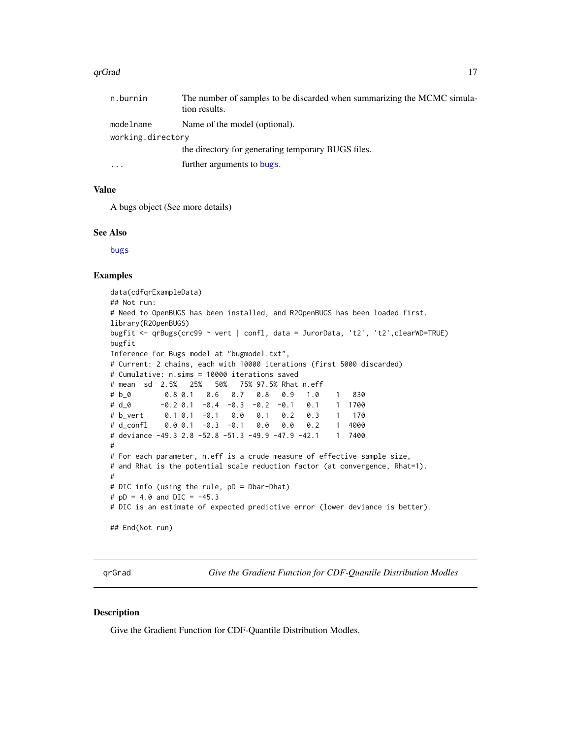| | |
|---|---|
| n.burnin | The number of samples to be discarded when summarizing the MCMC simulation results. |
| modelname | Name of the model (optional). |
| working.directory | the directory for generating temporary BUGS files. |
| ... | further arguments to bugs. |

### Value

A bugs object (See more details)

### See Also

bugs

### Examples

```
data(cdfqrExampleData)
## Not run:
# Need to OpenBUGS has been installed, and R2OpenBUGS has been loaded first.
library(R2OpenBUGS)
bugfit <- qrBugs(crc99 ~ vert | confl, data = JurorData, 't2', 't2',clearWD=TRUE)
bugfit
Inference for Bugs model at "bugmodel.txt",
# Current: 2 chains, each with 10000 iterations (first 5000 discarded)
# Cumulative: n.sims = 10000 iterations saved
# mean  sd  2.5%   25%   50%   75% 97.5% Rhat n.eff
# b_0        0.8 0.1   0.6   0.7   0.8   0.9   1.0    1   830
# d_0       -0.2 0.1  -0.4  -0.3  -0.2  -0.1   0.1    1  1700
# b_vert     0.1 0.1  -0.1   0.0   0.1   0.2   0.3    1   170
# d_confl    0.0 0.1  -0.3  -0.1   0.0   0.0   0.2    1  4000
# deviance -49.3 2.8 -52.8 -51.3 -49.9 -47.9 -42.1    1  7400
#
# For each parameter, n.eff is a crude measure of effective sample size,
# and Rhat is the potential scale reduction factor (at convergence, Rhat=1).
#
# DIC info (using the rule, pD = Dbar-Dhat)
# pD = 4.0 and DIC = -45.3
# DIC is an estimate of expected predictive error (lower deviance is better).

## End(Not run)
```

---

## qrGrad — *Give the Gradient Function for CDF-Quantile Distribution Modles*

### Description

Give the Gradient Function for CDF-Quantile Distribution Modles.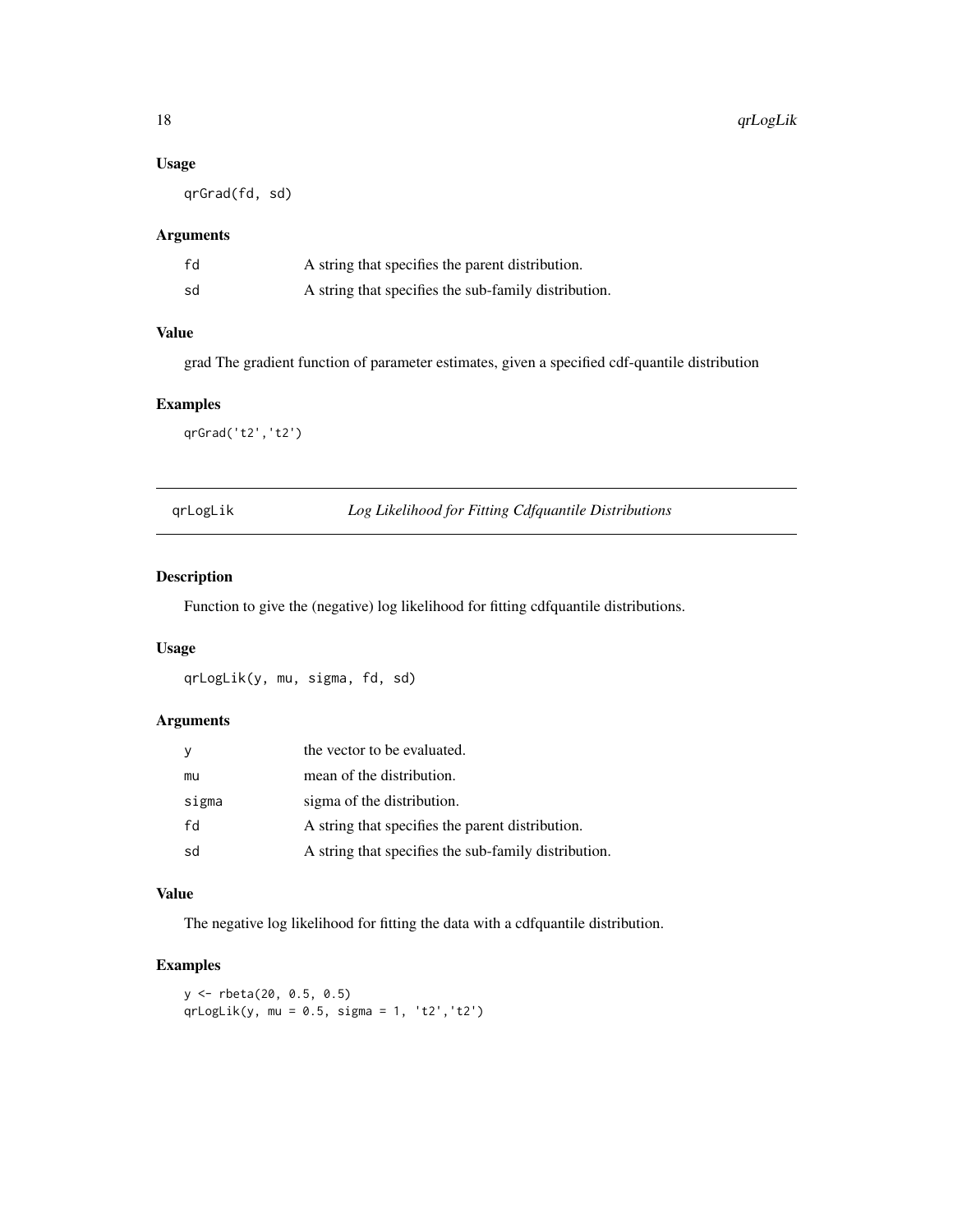### Usage

```
qrGrad(fd, sd)
```

### Arguments

| | |
|---|---|
| fd | A string that specifies the parent distribution. |
| sd | A string that specifies the sub-family distribution. |

### Value

grad The gradient function of parameter estimates, given a specified cdf-quantile distribution

### Examples

```
qrGrad('t2','t2')
```

---

## qrLogLik — *Log Likelihood for Fitting Cdfquantile Distributions*

### Description

Function to give the (negative) log likelihood for fitting cdfquantile distributions.

### Usage

```
qrLogLik(y, mu, sigma, fd, sd)
```

### Arguments

| | |
|---|---|
| y | the vector to be evaluated. |
| mu | mean of the distribution. |
| sigma | sigma of the distribution. |
| fd | A string that specifies the parent distribution. |
| sd | A string that specifies the sub-family distribution. |

### Value

The negative log likelihood for fitting the data with a cdfquantile distribution.

### Examples

```
y <- rbeta(20, 0.5, 0.5)
qrLogLik(y, mu = 0.5, sigma = 1, 't2','t2')
```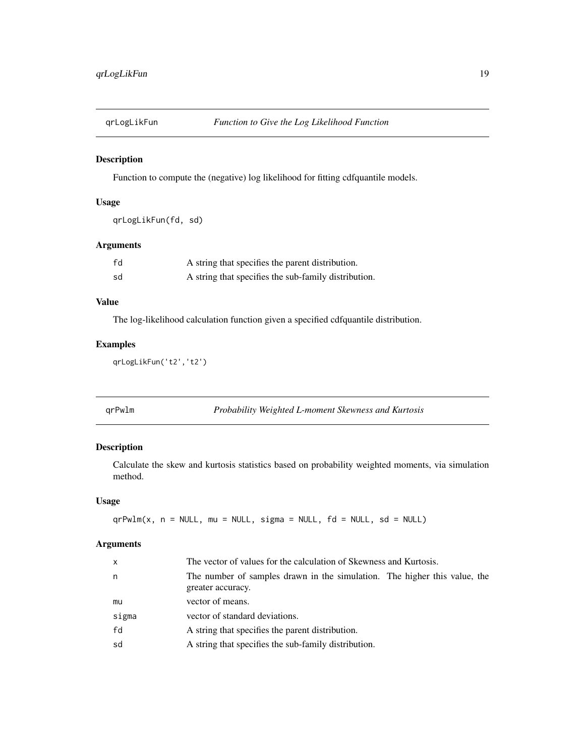## qrLogLikFun — *Function to Give the Log Likelihood Function*

### Description

Function to compute the (negative) log likelihood for fitting cdfquantile models.

### Usage

```
qrLogLikFun(fd, sd)
```

### Arguments

| | |
|---|---|
| fd | A string that specifies the parent distribution. |
| sd | A string that specifies the sub-family distribution. |

### Value

The log-likelihood calculation function given a specified cdfquantile distribution.

### Examples

```
qrLogLikFun('t2','t2')
```

## qrPwlm — *Probability Weighted L-moment Skewness and Kurtosis*

### Description

Calculate the skew and kurtosis statistics based on probability weighted moments, via simulation method.

### Usage

```
qrPwlm(x, n = NULL, mu = NULL, sigma = NULL, fd = NULL, sd = NULL)
```

### Arguments

| | |
|---|---|
| x | The vector of values for the calculation of Skewness and Kurtosis. |
| n | The number of samples drawn in the simulation. The higher this value, the greater accuracy. |
| mu | vector of means. |
| sigma | vector of standard deviations. |
| fd | A string that specifies the parent distribution. |
| sd | A string that specifies the sub-family distribution. |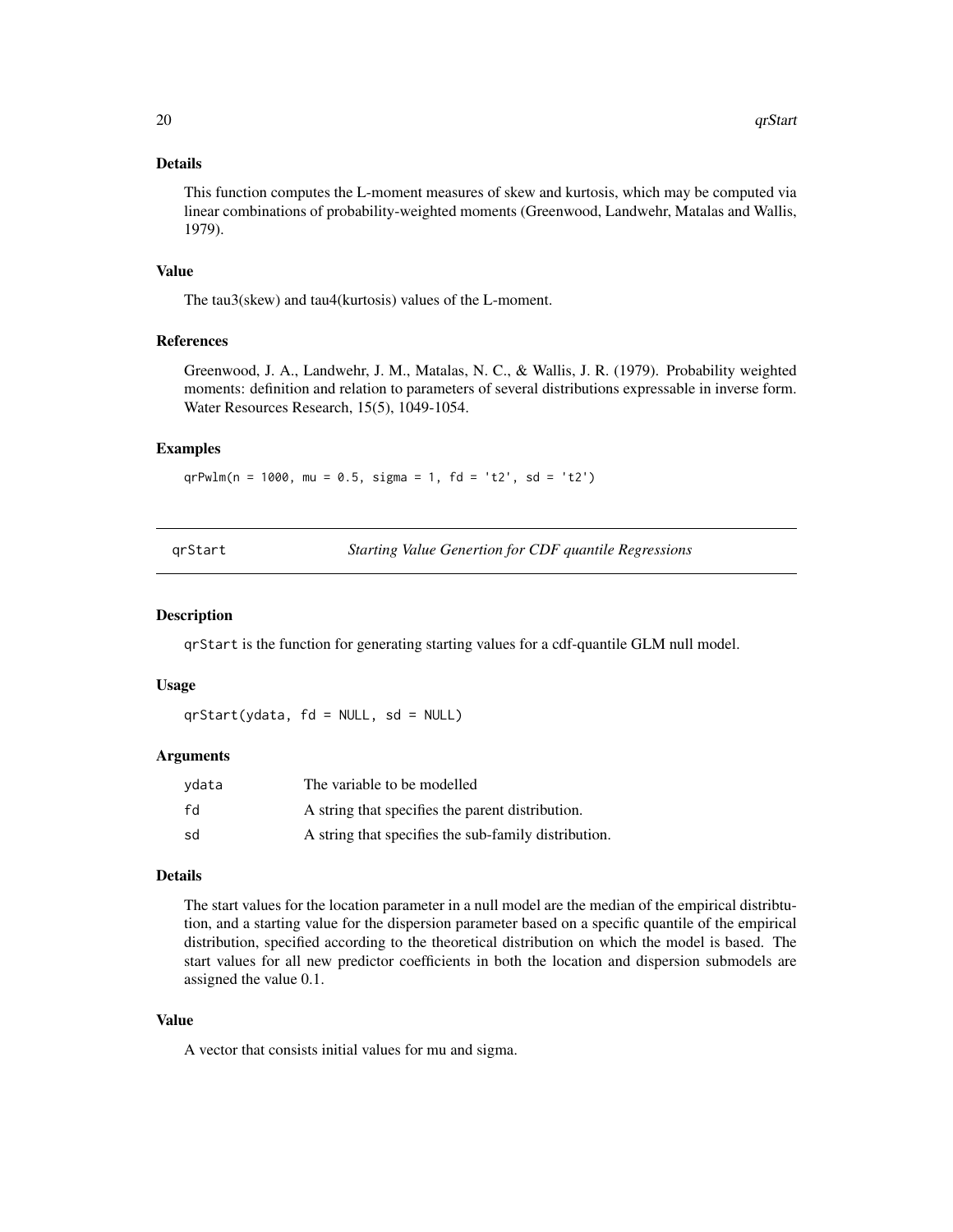## Details

This function computes the L-moment measures of skew and kurtosis, which may be computed via linear combinations of probability-weighted moments (Greenwood, Landwehr, Matalas and Wallis, 1979).

## Value

The tau3(skew) and tau4(kurtosis) values of the L-moment.

## References

Greenwood, J. A., Landwehr, J. M., Matalas, N. C., & Wallis, J. R. (1979). Probability weighted moments: definition and relation to parameters of several distributions expressable in inverse form. Water Resources Research, 15(5), 1049-1054.

## Examples

```
qrPwlm(n = 1000, mu = 0.5, sigma = 1, fd = 't2', sd = 't2')
```

---

# qrStart *Starting Value Genertion for CDF quantile Regressions*

## Description

qrStart is the function for generating starting values for a cdf-quantile GLM null model.

## Usage

```
qrStart(ydata, fd = NULL, sd = NULL)
```

## Arguments

| | |
|---|---|
| ydata | The variable to be modelled |
| fd | A string that specifies the parent distribution. |
| sd | A string that specifies the sub-family distribution. |

## Details

The start values for the location parameter in a null model are the median of the empirical distribtution, and a starting value for the dispersion parameter based on a specific quantile of the empirical distribution, specified according to the theoretical distribution on which the model is based. The start values for all new predictor coefficients in both the location and dispersion submodels are assigned the value 0.1.

## Value

A vector that consists initial values for mu and sigma.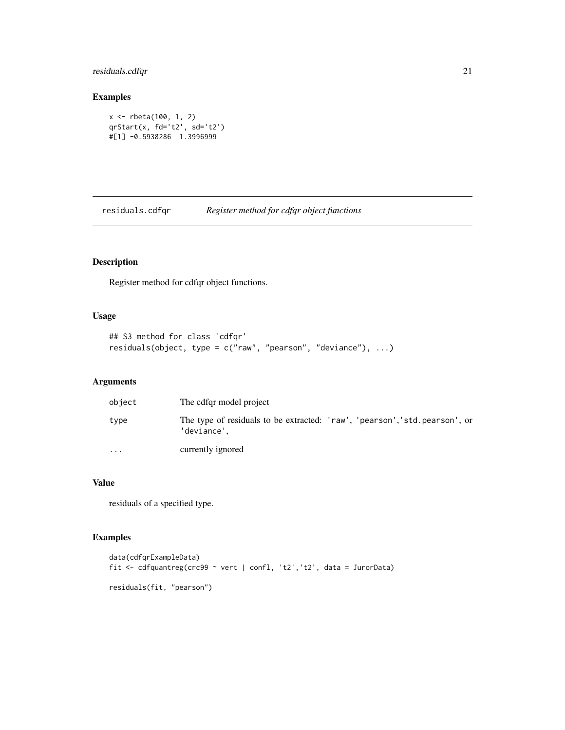## Examples

```
x <- rbeta(100, 1, 2)
qrStart(x, fd='t2', sd='t2')
#[1] -0.5938286  1.3996999
```

---

# residuals.cdfqr *Register method for cdfqr object functions*

---

## Description

Register method for cdfqr object functions.

## Usage

```
## S3 method for class 'cdfqr'
residuals(object, type = c("raw", "pearson", "deviance"), ...)
```

## Arguments

| | |
|---|---|
| object | The cdfqr model project |
| type | The type of residuals to be extracted: 'raw', 'pearson','std.pearson', or 'deviance', |
| ... | currently ignored |

## Value

residuals of a specified type.

## Examples

```
data(cdfqrExampleData)
fit <- cdfquantreg(crc99 ~ vert | confl, 't2','t2', data = JurorData)

residuals(fit, "pearson")
```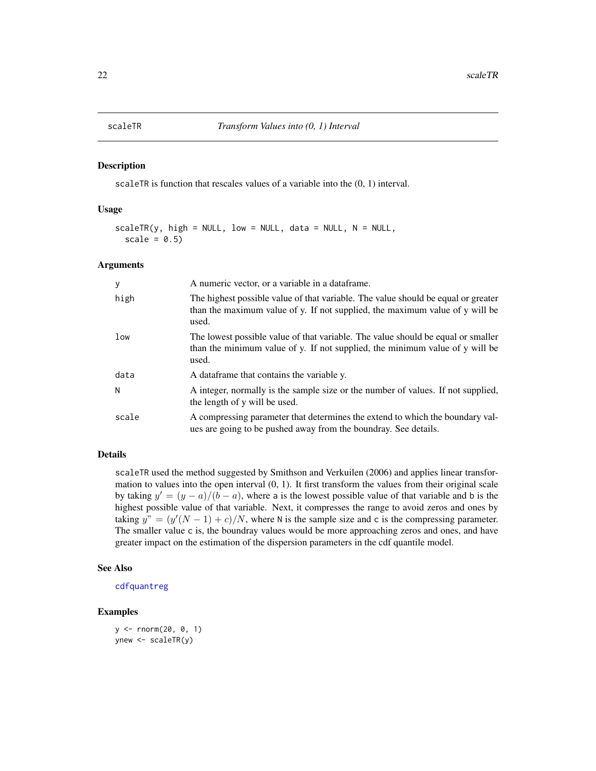# scaleTR — *Transform Values into (0, 1) Interval*

## Description

scaleTR is function that rescales values of a variable into the (0, 1) interval.

## Usage

```
scaleTR(y, high = NULL, low = NULL, data = NULL, N = NULL,
  scale = 0.5)
```

## Arguments

| | |
|---|---|
| y | A numeric vector, or a variable in a dataframe. |
| high | The highest possible value of that variable. The value should be equal or greater than the maximum value of y. If not supplied, the maximum value of y will be used. |
| low | The lowest possible value of that variable. The value should be equal or smaller than the minimum value of y. If not supplied, the minimum value of y will be used. |
| data | A dataframe that contains the variable y. |
| N | A integer, normally is the sample size or the number of values. If not supplied, the length of y will be used. |
| scale | A compressing parameter that determines the extend to which the boundary values are going to be pushed away from the boundray. See details. |

## Details

scaleTR used the method suggested by Smithson and Verkuilen (2006) and applies linear transformation to values into the open interval (0, 1). It first transform the values from their original scale by taking $y' = (y - a)/(b - a)$, where a is the lowest possible value of that variable and b is the highest possible value of that variable. Next, it compresses the range to avoid zeros and ones by taking $y" = (y'(N - 1) + c)/N$, where N is the sample size and c is the compressing parameter. The smaller value c is, the boundray values would be more approaching zeros and ones, and have greater impact on the estimation of the dispersion parameters in the cdf quantile model.

## See Also

cdfquantreg

## Examples

```
y <- rnorm(20, 0, 1)
ynew <- scaleTR(y)
```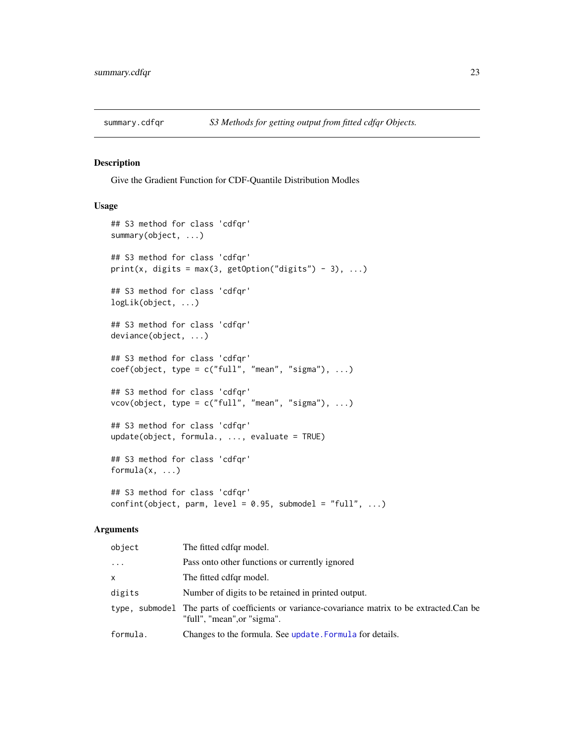summary.cdfqr *S3 Methods for getting output from fitted cdfqr Objects.*

### Description

Give the Gradient Function for CDF-Quantile Distribution Modles

### Usage

```
## S3 method for class 'cdfqr'
summary(object, ...)

## S3 method for class 'cdfqr'
print(x, digits = max(3, getOption("digits") - 3), ...)

## S3 method for class 'cdfqr'
logLik(object, ...)

## S3 method for class 'cdfqr'
deviance(object, ...)

## S3 method for class 'cdfqr'
coef(object, type = c("full", "mean", "sigma"), ...)

## S3 method for class 'cdfqr'
vcov(object, type = c("full", "mean", "sigma"), ...)

## S3 method for class 'cdfqr'
update(object, formula., ..., evaluate = TRUE)

## S3 method for class 'cdfqr'
formula(x, ...)

## S3 method for class 'cdfqr'
confint(object, parm, level = 0.95, submodel = "full", ...)
```

### Arguments

| | |
|---|---|
| `object` | The fitted cdfqr model. |
| `...` | Pass onto other functions or currently ignored |
| `x` | The fitted cdfqr model. |
| `digits` | Number of digits to be retained in printed output. |
| `type, submodel` | The parts of coefficients or variance-covariance matrix to be extracted.Can be "full", "mean",or "sigma". |
| `formula.` | Changes to the formula. See `update.Formula` for details. |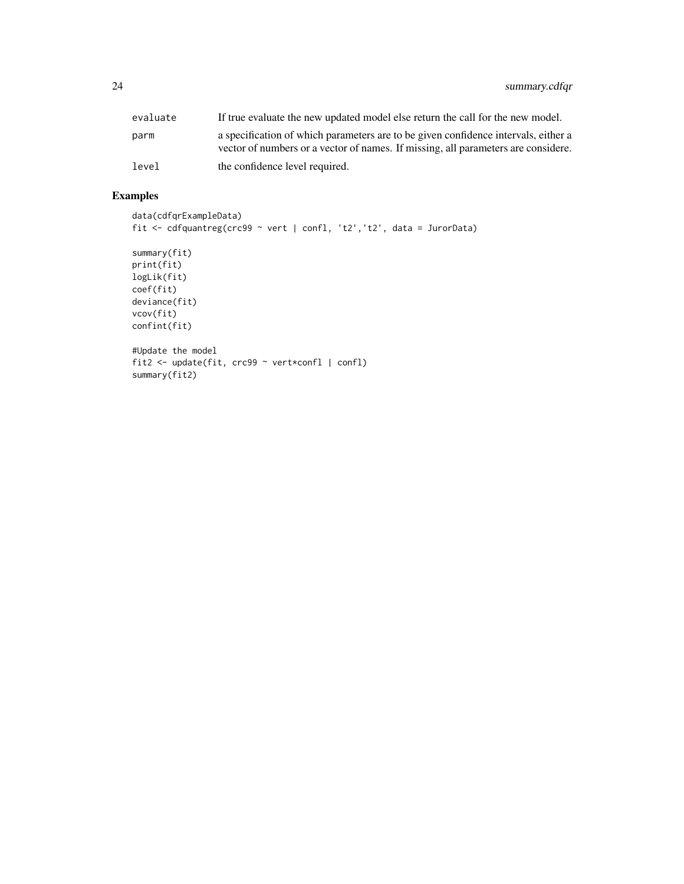| | |
|---|---|
| evaluate | If true evaluate the new updated model else return the call for the new model. |
| parm | a specification of which parameters are to be given confidence intervals, either a vector of numbers or a vector of names. If missing, all parameters are considere. |
| level | the confidence level required. |

## Examples

```
data(cdfqrExampleData)
fit <- cdfquantreg(crc99 ~ vert | confl, 't2','t2', data = JurorData)

summary(fit)
print(fit)
logLik(fit)
coef(fit)
deviance(fit)
vcov(fit)
confint(fit)

#Update the model
fit2 <- update(fit, crc99 ~ vert*confl | confl)
summary(fit2)
```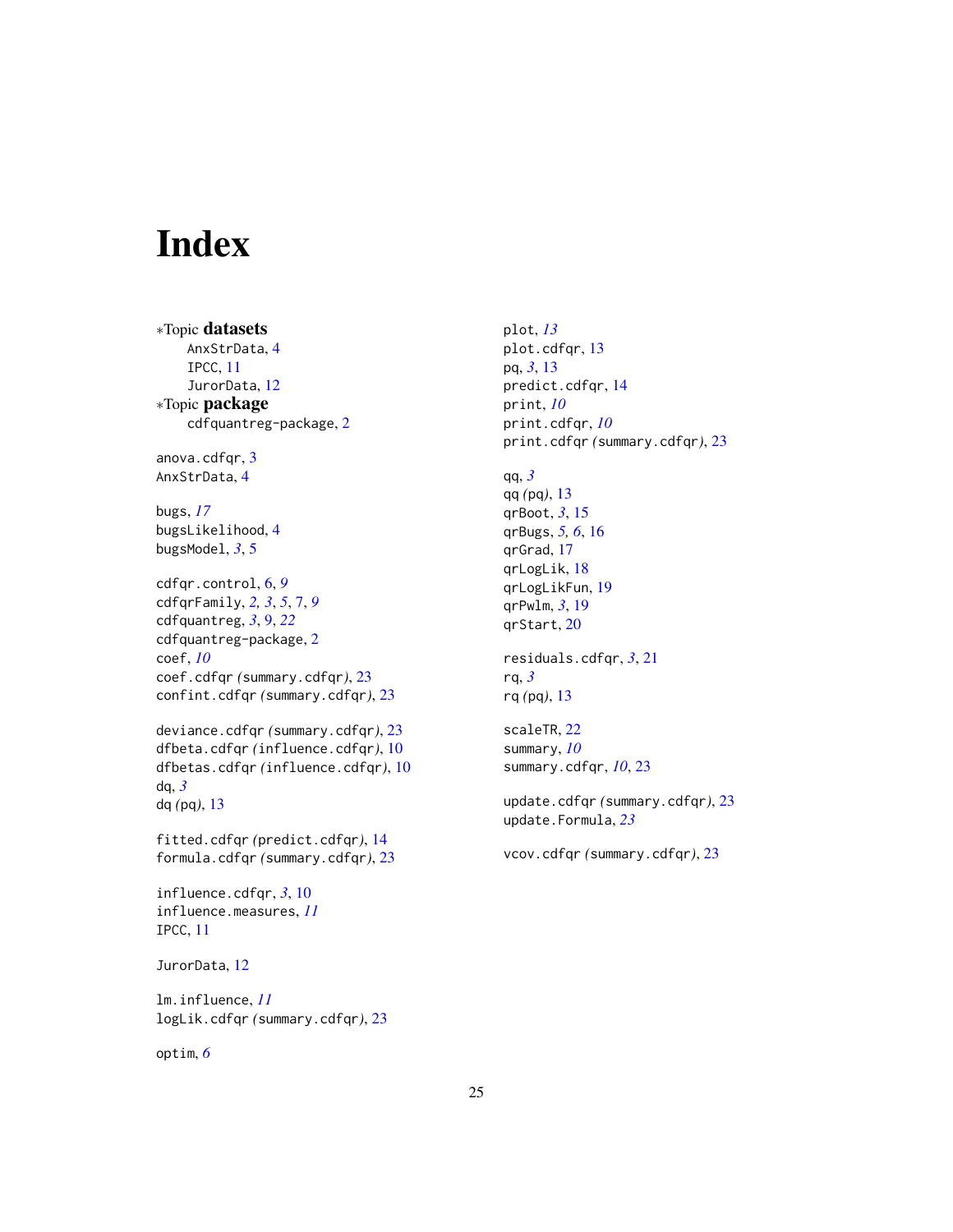# Index

∗Topic **datasets**
- AnxStrData, 4
- IPCC, 11
- JurorData, 12

∗Topic **package**
- cdfquantreg-package, 2

anova.cdfqr, 3
AnxStrData, 4

bugs, *17*
bugsLikelihood, 4
bugsModel, *3*, 5

cdfqr.control, 6, *9*
cdfqrFamily, *2, 3*, *5*, 7, *9*
cdfquantreg, *3*, 9, *22*
cdfquantreg-package, 2
coef, *10*
coef.cdfqr *(*summary.cdfqr*)*, 23
confint.cdfqr *(*summary.cdfqr*)*, 23

deviance.cdfqr *(*summary.cdfqr*)*, 23
dfbeta.cdfqr *(*influence.cdfqr*)*, 10
dfbetas.cdfqr *(*influence.cdfqr*)*, 10
dq, *3*
dq *(*pq*)*, 13

fitted.cdfqr *(*predict.cdfqr*)*, 14
formula.cdfqr *(*summary.cdfqr*)*, 23

influence.cdfqr, *3*, 10
influence.measures, *11*
IPCC, 11

JurorData, 12

lm.influence, *11*
logLik.cdfqr *(*summary.cdfqr*)*, 23

optim, *6*

plot, *13*
plot.cdfqr, 13
pq, *3*, 13
predict.cdfqr, 14
print, *10*
print.cdfqr, *10*
print.cdfqr *(*summary.cdfqr*)*, 23

qq, *3*
qq *(*pq*)*, 13
qrBoot, *3*, 15
qrBugs, *5, 6*, 16
qrGrad, 17
qrLogLik, 18
qrLogLikFun, 19
qrPwlm, *3*, 19
qrStart, 20

residuals.cdfqr, *3*, 21
rq, *3*
rq *(*pq*)*, 13

scaleTR, 22
summary, *10*
summary.cdfqr, *10*, 23

update.cdfqr *(*summary.cdfqr*)*, 23
update.Formula, *23*

vcov.cdfqr *(*summary.cdfqr*)*, 23